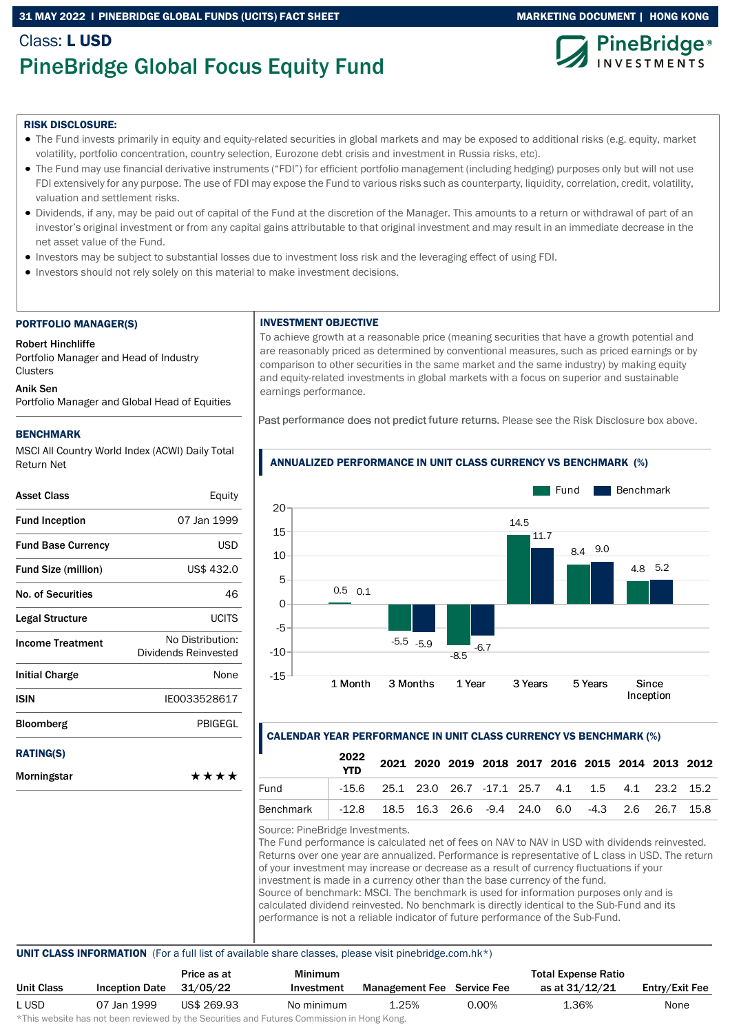# Class: L USD

# PineBridge Global Focus Equity Fund

31 MAY 2022 | PINEBRIDGE GLOBAL FUNDS (UCITS) FACT SHEET — MARKETING DOCUMENT | HONG KONG

**RISK DISCLOSURE:**

- The Fund invests primarily in equity and equity-related securities in global markets and may be exposed to additional risks (e.g. equity, market volatility, portfolio concentration, country selection, Eurozone debt crisis and investment in Russia risks, etc).
- The Fund may use financial derivative instruments ("FDI") for efficient portfolio management (including hedging) purposes only but will not use FDI extensively for any purpose. The use of FDI may expose the Fund to various risks such as counterparty, liquidity, correlation, credit, volatility, valuation and settlement risks.
- Dividends, if any, may be paid out of capital of the Fund at the discretion of the Manager. This amounts to a return or withdrawal of part of an investor's original investment or from any capital gains attributable to that original investment and may result in an immediate decrease in the net asset value of the Fund.
- Investors may be subject to substantial losses due to investment loss risk and the leveraging effect of using FDI.
- Investors should not rely solely on this material to make investment decisions.

## PORTFOLIO MANAGER(S)

**Robert Hinchliffe**
Portfolio Manager and Head of Industry Clusters

**Anik Sen**
Portfolio Manager and Global Head of Equities

## BENCHMARK

MSCI All Country World Index (ACWI) Daily Total Return Net

| | |
|---|---|
| **Asset Class** | Equity |
| **Fund Inception** | 07 Jan 1999 |
| **Fund Base Currency** | USD |
| **Fund Size (million)** | US$ 432.0 |
| **No. of Securities** | 46 |
| **Legal Structure** | UCITS |
| **Income Treatment** | No Distribution: Dividends Reinvested |
| **Initial Charge** | None |
| **ISIN** | IE0033528617 |
| **Bloomberg** | PBIGEGL |

## RATING(S)

**Morningstar** ★★★★

## INVESTMENT OBJECTIVE

To achieve growth at a reasonable price (meaning securities that have a growth potential and are reasonably priced as determined by conventional measures, such as priced earnings or by comparison to other securities in the same market and the same industry) by making equity and equity-related investments in global markets with a focus on superior and sustainable earnings performance.

Past performance does not predict future returns. Please see the Risk Disclosure box above.

## ANNUALIZED PERFORMANCE IN UNIT CLASS CURRENCY VS BENCHMARK (%)

| | 1 Month | 3 Months | 1 Year | 3 Years | 5 Years | Since Inception |
|---|---|---|---|---|---|---|
| Fund | 0.5 | -5.5 | -8.5 | 14.5 | 8.4 | 4.8 |
| Benchmark | 0.1 | -5.9 | -6.7 | 11.7 | 9.0 | 5.2 |

## CALENDAR YEAR PERFORMANCE IN UNIT CLASS CURRENCY VS BENCHMARK (%)

| | 2022 YTD | 2021 | 2020 | 2019 | 2018 | 2017 | 2016 | 2015 | 2014 | 2013 | 2012 |
|---|---|---|---|---|---|---|---|---|---|---|---|
| Fund | -15.6 | 25.1 | 23.0 | 26.7 | -17.1 | 25.7 | 4.1 | 1.5 | 4.1 | 23.2 | 15.2 |
| Benchmark | -12.8 | 18.5 | 16.3 | 26.6 | -9.4 | 24.0 | 6.0 | -4.3 | 2.6 | 26.7 | 15.8 |

Source: PineBridge Investments.
The Fund performance is calculated net of fees on NAV to NAV in USD with dividends reinvested. Returns over one year are annualized. Performance is representative of L class in USD. The return of your investment may increase or decrease as a result of currency fluctuations if your investment is made in a currency other than the base currency of the fund.
Source of benchmark: MSCI. The benchmark is used for information purposes only and is calculated dividend reinvested. No benchmark is directly identical to the Sub-Fund and its performance is not a reliable indicator of future performance of the Sub-Fund.

## UNIT CLASS INFORMATION (For a full list of available share classes, please visit pinebridge.com.hk*)

| Unit Class | Inception Date | Price as at 31/05/22 | Minimum Investment | Management Fee | Service Fee | Total Expense Ratio as at 31/12/21 | Entry/Exit Fee |
|---|---|---|---|---|---|---|---|
| L USD | 07 Jan 1999 | US$ 269.93 | No minimum | 1.25% | 0.00% | 1.36% | None |

*This website has not been reviewed by the Securities and Futures Commission in Hong Kong.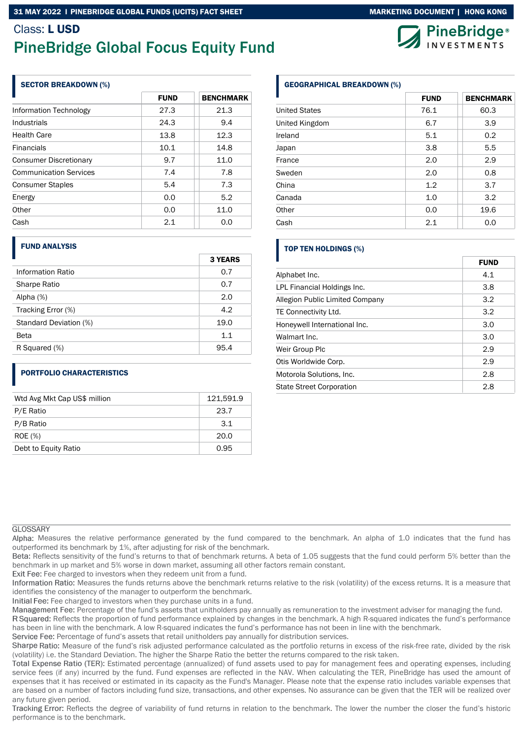Class: **L USD**

# PineBridge Global Focus Equity Fund

## SECTOR BREAKDOWN (%)

| | FUND | BENCHMARK |
|---|---|---|
| Information Technology | 27.3 | 21.3 |
| Industrials | 24.3 | 9.4 |
| Health Care | 13.8 | 12.3 |
| Financials | 10.1 | 14.8 |
| Consumer Discretionary | 9.7 | 11.0 |
| Communication Services | 7.4 | 7.8 |
| Consumer Staples | 5.4 | 7.3 |
| Energy | 0.0 | 5.2 |
| Other | 0.0 | 11.0 |
| Cash | 2.1 | 0.0 |

## GEOGRAPHICAL BREAKDOWN (%)

| | FUND | BENCHMARK |
|---|---|---|
| United States | 76.1 | 60.3 |
| United Kingdom | 6.7 | 3.9 |
| Ireland | 5.1 | 0.2 |
| Japan | 3.8 | 5.5 |
| France | 2.0 | 2.9 |
| Sweden | 2.0 | 0.8 |
| China | 1.2 | 3.7 |
| Canada | 1.0 | 3.2 |
| Other | 0.0 | 19.6 |
| Cash | 2.1 | 0.0 |

## FUND ANALYSIS

| | 3 YEARS |
|---|---|
| Information Ratio | 0.7 |
| Sharpe Ratio | 0.7 |
| Alpha (%) | 2.0 |
| Tracking Error (%) | 4.2 |
| Standard Deviation (%) | 19.0 |
| Beta | 1.1 |
| R Squared (%) | 95.4 |

## TOP TEN HOLDINGS (%)

| | FUND |
|---|---|
| Alphabet Inc. | 4.1 |
| LPL Financial Holdings Inc. | 3.8 |
| Allegion Public Limited Company | 3.2 |
| TE Connectivity Ltd. | 3.2 |
| Honeywell International Inc. | 3.0 |
| Walmart Inc. | 3.0 |
| Weir Group Plc | 2.9 |
| Otis Worldwide Corp. | 2.9 |
| Motorola Solutions, Inc. | 2.8 |
| State Street Corporation | 2.8 |

## PORTFOLIO CHARACTERISTICS

| | |
|---|---|
| Wtd Avg Mkt Cap US$ million | 121,591.9 |
| P/E Ratio | 23.7 |
| P/B Ratio | 3.1 |
| ROE (%) | 20.0 |
| Debt to Equity Ratio | 0.95 |

GLOSSARY

Alpha: Measures the relative performance generated by the fund compared to the benchmark. An alpha of 1.0 indicates that the fund has outperformed its benchmark by 1%, after adjusting for risk of the benchmark.

Beta: Reflects sensitivity of the fund's returns to that of benchmark returns. A beta of 1.05 suggests that the fund could perform 5% better than the benchmark in up market and 5% worse in down market, assuming all other factors remain constant.

Exit Fee: Fee charged to investors when they redeem unit from a fund.

Information Ratio: Measures the funds returns above the benchmark returns relative to the risk (volatility) of the excess returns. It is a measure that identifies the consistency of the manager to outperform the benchmark.

Initial Fee: Fee charged to investors when they purchase units in a fund.

Management Fee: Percentage of the fund's assets that unitholders pay annually as remuneration to the investment adviser for managing the fund.

R Squared: Reflects the proportion of fund performance explained by changes in the benchmark. A high R-squared indicates the fund's performance has been in line with the benchmark. A low R-squared indicates the fund's performance has not been in line with the benchmark.

Service Fee: Percentage of fund's assets that retail unitholders pay annually for distribution services.

Sharpe Ratio: Measure of the fund's risk adjusted performance calculated as the portfolio returns in excess of the risk-free rate, divided by the risk (volatility) i.e. the Standard Deviation. The higher the Sharpe Ratio the better the returns compared to the risk taken.

Total Expense Ratio (TER): Estimated percentage (annualized) of fund assets used to pay for management fees and operating expenses, including service fees (if any) incurred by the fund. Fund expenses are reflected in the NAV. When calculating the TER, PineBridge has used the amount of expenses that it has received or estimated in its capacity as the Fund's Manager. Please note that the expense ratio includes variable expenses that are based on a number of factors including fund size, transactions, and other expenses. No assurance can be given that the TER will be realized over any future given period.

Tracking Error: Reflects the degree of variability of fund returns in relation to the benchmark. The lower the number the closer the fund's historic performance is to the benchmark.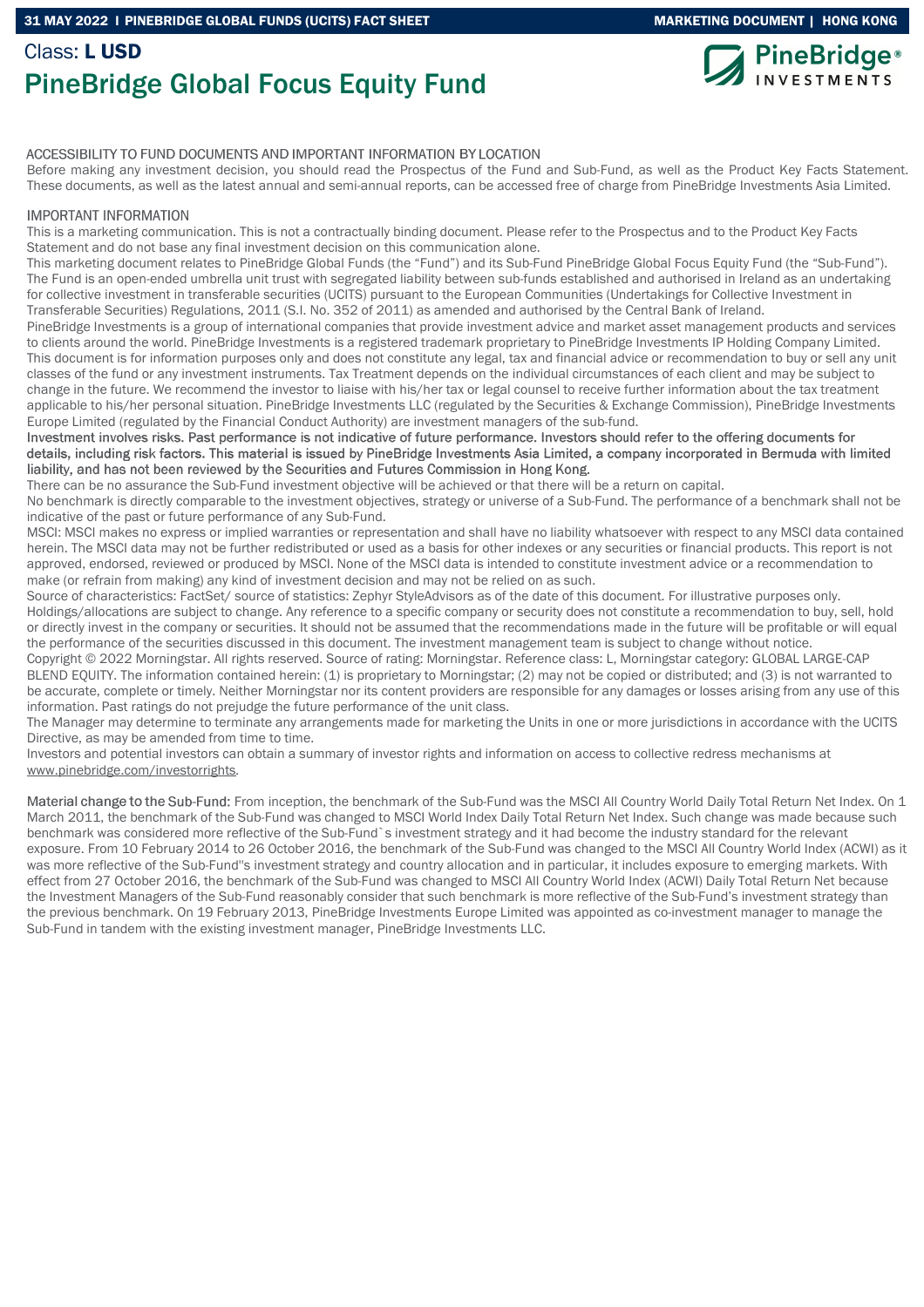Class: **L USD**

# PineBridge Global Focus Equity Fund

## ACCESSIBILITY TO FUND DOCUMENTS AND IMPORTANT INFORMATION BY LOCATION

Before making any investment decision, you should read the Prospectus of the Fund and Sub-Fund, as well as the Product Key Facts Statement. These documents, as well as the latest annual and semi-annual reports, can be accessed free of charge from PineBridge Investments Asia Limited.

## IMPORTANT INFORMATION

This is a marketing communication. This is not a contractually binding document. Please refer to the Prospectus and to the Product Key Facts Statement and do not base any final investment decision on this communication alone.

This marketing document relates to PineBridge Global Funds (the "Fund") and its Sub-Fund PineBridge Global Focus Equity Fund (the "Sub-Fund"). The Fund is an open-ended umbrella unit trust with segregated liability between sub-funds established and authorised in Ireland as an undertaking for collective investment in transferable securities (UCITS) pursuant to the European Communities (Undertakings for Collective Investment in Transferable Securities) Regulations, 2011 (S.I. No. 352 of 2011) as amended and authorised by the Central Bank of Ireland.

PineBridge Investments is a group of international companies that provide investment advice and market asset management products and services to clients around the world. PineBridge Investments is a registered trademark proprietary to PineBridge Investments IP Holding Company Limited.

This document is for information purposes only and does not constitute any legal, tax and financial advice or recommendation to buy or sell any unit classes of the fund or any investment instruments. Tax Treatment depends on the individual circumstances of each client and may be subject to change in the future. We recommend the investor to liaise with his/her tax or legal counsel to receive further information about the tax treatment applicable to his/her personal situation. PineBridge Investments LLC (regulated by the Securities & Exchange Commission), PineBridge Investments Europe Limited (regulated by the Financial Conduct Authority) are investment managers of the sub-fund.

**Investment involves risks. Past performance is not indicative of future performance. Investors should refer to the offering documents for details, including risk factors. This material is issued by PineBridge Investments Asia Limited, a company incorporated in Bermuda with limited liability, and has not been reviewed by the Securities and Futures Commission in Hong Kong.**

There can be no assurance the Sub-Fund investment objective will be achieved or that there will be a return on capital.

No benchmark is directly comparable to the investment objectives, strategy or universe of a Sub-Fund. The performance of a benchmark shall not be indicative of the past or future performance of any Sub-Fund.

MSCI: MSCI makes no express or implied warranties or representation and shall have no liability whatsoever with respect to any MSCI data contained herein. The MSCI data may not be further redistributed or used as a basis for other indexes or any securities or financial products. This report is not approved, endorsed, reviewed or produced by MSCI. None of the MSCI data is intended to constitute investment advice or a recommendation to make (or refrain from making) any kind of investment decision and may not be relied on as such.

Source of characteristics: FactSet/ source of statistics: Zephyr StyleAdvisors as of the date of this document. For illustrative purposes only.

Holdings/allocations are subject to change. Any reference to a specific company or security does not constitute a recommendation to buy, sell, hold or directly invest in the company or securities. It should not be assumed that the recommendations made in the future will be profitable or will equal the performance of the securities discussed in this document. The investment management team is subject to change without notice.

Copyright © 2022 Morningstar. All rights reserved. Source of rating: Morningstar. Reference class: L, Morningstar category: GLOBAL LARGE-CAP BLEND EQUITY. The information contained herein: (1) is proprietary to Morningstar; (2) may not be copied or distributed; and (3) is not warranted to be accurate, complete or timely. Neither Morningstar nor its content providers are responsible for any damages or losses arising from any use of this information. Past ratings do not prejudge the future performance of the unit class.

The Manager may determine to terminate any arrangements made for marketing the Units in one or more jurisdictions in accordance with the UCITS Directive, as may be amended from time to time.

Investors and potential investors can obtain a summary of investor rights and information on access to collective redress mechanisms at www.pinebridge.com/investorrights.

Material change to the Sub-Fund: From inception, the benchmark of the Sub-Fund was the MSCI All Country World Daily Total Return Net Index. On 1 March 2011, the benchmark of the Sub-Fund was changed to MSCI World Index Daily Total Return Net Index. Such change was made because such benchmark was considered more reflective of the Sub-Fund`s investment strategy and it had become the industry standard for the relevant exposure. From 10 February 2014 to 26 October 2016, the benchmark of the Sub-Fund was changed to the MSCI All Country World Index (ACWI) as it was more reflective of the Sub-Fund''s investment strategy and country allocation and in particular, it includes exposure to emerging markets. With effect from 27 October 2016, the benchmark of the Sub-Fund was changed to MSCI All Country World Index (ACWI) Daily Total Return Net because the Investment Managers of the Sub-Fund reasonably consider that such benchmark is more reflective of the Sub-Fund's investment strategy than the previous benchmark. On 19 February 2013, PineBridge Investments Europe Limited was appointed as co-investment manager to manage the Sub-Fund in tandem with the existing investment manager, PineBridge Investments LLC.